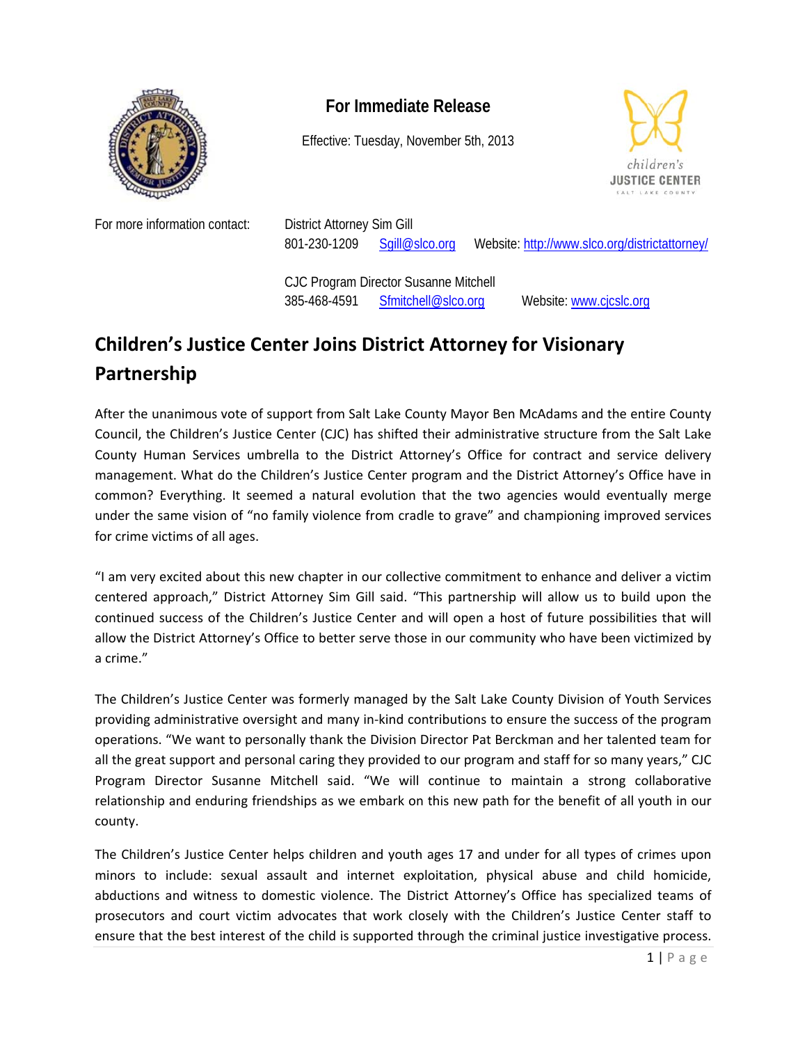**For Immediate Release**

Effective: Tuesday, November 5th, 2013

children's JUSTICE CENTER SALT LAKE COUNTY

For more information contact:

District Attorney Sim Gill
801-230-1209 Sgill@slco.org Website: http://www.slco.org/districtattorney/

CJC Program Director Susanne Mitchell
385-468-4591 Sfmitchell@slco.org Website: www.cjcslc.org

# Children's Justice Center Joins District Attorney for Visionary Partnership

After the unanimous vote of support from Salt Lake County Mayor Ben McAdams and the entire County Council, the Children's Justice Center (CJC) has shifted their administrative structure from the Salt Lake County Human Services umbrella to the District Attorney's Office for contract and service delivery management. What do the Children's Justice Center program and the District Attorney's Office have in common? Everything. It seemed a natural evolution that the two agencies would eventually merge under the same vision of "no family violence from cradle to grave" and championing improved services for crime victims of all ages.

"I am very excited about this new chapter in our collective commitment to enhance and deliver a victim centered approach," District Attorney Sim Gill said. "This partnership will allow us to build upon the continued success of the Children's Justice Center and will open a host of future possibilities that will allow the District Attorney's Office to better serve those in our community who have been victimized by a crime."

The Children's Justice Center was formerly managed by the Salt Lake County Division of Youth Services providing administrative oversight and many in-kind contributions to ensure the success of the program operations. "We want to personally thank the Division Director Pat Berckman and her talented team for all the great support and personal caring they provided to our program and staff for so many years," CJC Program Director Susanne Mitchell said. "We will continue to maintain a strong collaborative relationship and enduring friendships as we embark on this new path for the benefit of all youth in our county.

The Children's Justice Center helps children and youth ages 17 and under for all types of crimes upon minors to include: sexual assault and internet exploitation, physical abuse and child homicide, abductions and witness to domestic violence. The District Attorney's Office has specialized teams of prosecutors and court victim advocates that work closely with the Children's Justice Center staff to ensure that the best interest of the child is supported through the criminal justice investigative process.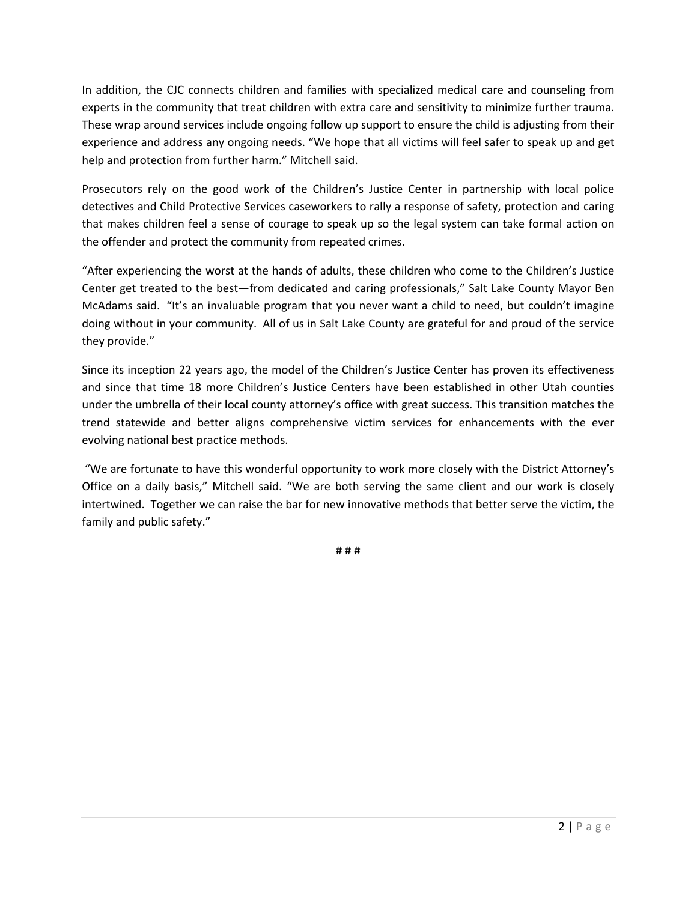In addition, the CJC connects children and families with specialized medical care and counseling from experts in the community that treat children with extra care and sensitivity to minimize further trauma. These wrap around services include ongoing follow up support to ensure the child is adjusting from their experience and address any ongoing needs. "We hope that all victims will feel safer to speak up and get help and protection from further harm." Mitchell said.

Prosecutors rely on the good work of the Children's Justice Center in partnership with local police detectives and Child Protective Services caseworkers to rally a response of safety, protection and caring that makes children feel a sense of courage to speak up so the legal system can take formal action on the offender and protect the community from repeated crimes.

"After experiencing the worst at the hands of adults, these children who come to the Children's Justice Center get treated to the best—from dedicated and caring professionals," Salt Lake County Mayor Ben McAdams said. "It's an invaluable program that you never want a child to need, but couldn't imagine doing without in your community. All of us in Salt Lake County are grateful for and proud of the service they provide."

Since its inception 22 years ago, the model of the Children's Justice Center has proven its effectiveness and since that time 18 more Children's Justice Centers have been established in other Utah counties under the umbrella of their local county attorney's office with great success. This transition matches the trend statewide and better aligns comprehensive victim services for enhancements with the ever evolving national best practice methods.

"We are fortunate to have this wonderful opportunity to work more closely with the District Attorney's Office on a daily basis," Mitchell said. "We are both serving the same client and our work is closely intertwined. Together we can raise the bar for new innovative methods that better serve the victim, the family and public safety."

# # #